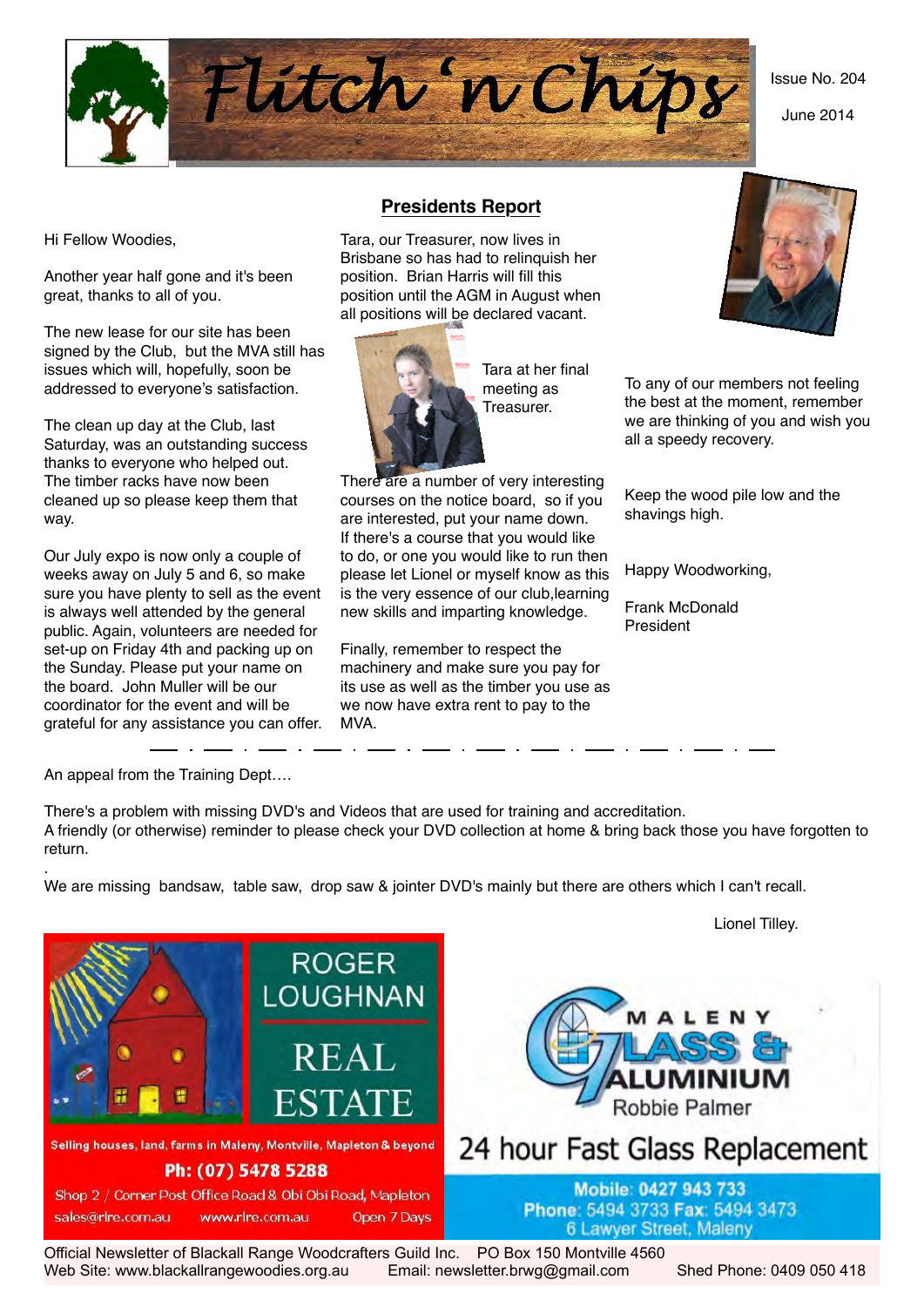# Flitch 'n Chips

Issue No. 204

June 2014

## Presidents Report

Hi Fellow Woodies,

Another year half gone and it's been great, thanks to all of you.

The new lease for our site has been signed by the Club, but the MVA still has issues which will, hopefully, soon be addressed to everyone's satisfaction.

The clean up day at the Club, last Saturday, was an outstanding success thanks to everyone who helped out. The timber racks have now been cleaned up so please keep them that way.

Our July expo is now only a couple of weeks away on July 5 and 6, so make sure you have plenty to sell as the event is always well attended by the general public. Again, volunteers are needed for set-up on Friday 4th and packing up on the Sunday. Please put your name on the board. John Muller will be our coordinator for the event and will be grateful for any assistance you can offer.

Tara, our Treasurer, now lives in Brisbane so has had to relinquish her position. Brian Harris will fill this position until the AGM in August when all positions will be declared vacant.

Tara at her final meeting as Treasurer.

There are a number of very interesting courses on the notice board, so if you are interested, put your name down. If there's a course that you would like to do, or one you would like to run then please let Lionel or myself know as this is the very essence of our club,learning new skills and imparting knowledge.

Finally, remember to respect the machinery and make sure you pay for its use as well as the timber you use as we now have extra rent to pay to the MVA.

To any of our members not feeling the best at the moment, remember we are thinking of you and wish you all a speedy recovery.

Keep the wood pile low and the shavings high.

Happy Woodworking,

Frank McDonald
President

---

An appeal from the Training Dept….

There's a problem with missing DVD's and Videos that are used for training and accreditation.
A friendly (or otherwise) reminder to please check your DVD collection at home & bring back those you have forgotten to return.

We are missing bandsaw, table saw, drop saw & jointer DVD's mainly but there are others which I can't recall.

Lionel Tilley.

ROGER LOUGHNAN REAL ESTATE
Selling houses, land, farms in Maleny, Montville, Mapleton & beyond
Ph: (07) 5478 5288
Shop 2 / Corner Post Office Road & Obi Obi Road, Mapleton
sales@rlre.com.au www.rlre.com.au Open 7 Days

MALENY GLASS & ALUMINIUM
Robbie Palmer
24 hour Fast Glass Replacement
Mobile: 0427 943 733
Phone: 5494 3733 Fax: 5494 3473
6 Lawyer Street, Maleny

Official Newsletter of Blackall Range Woodcrafters Guild Inc. PO Box 150 Montville 4560
Web Site: www.blackallrangewoodies.org.au Email: newsletter.brwg@gmail.com Shed Phone: 0409 050 418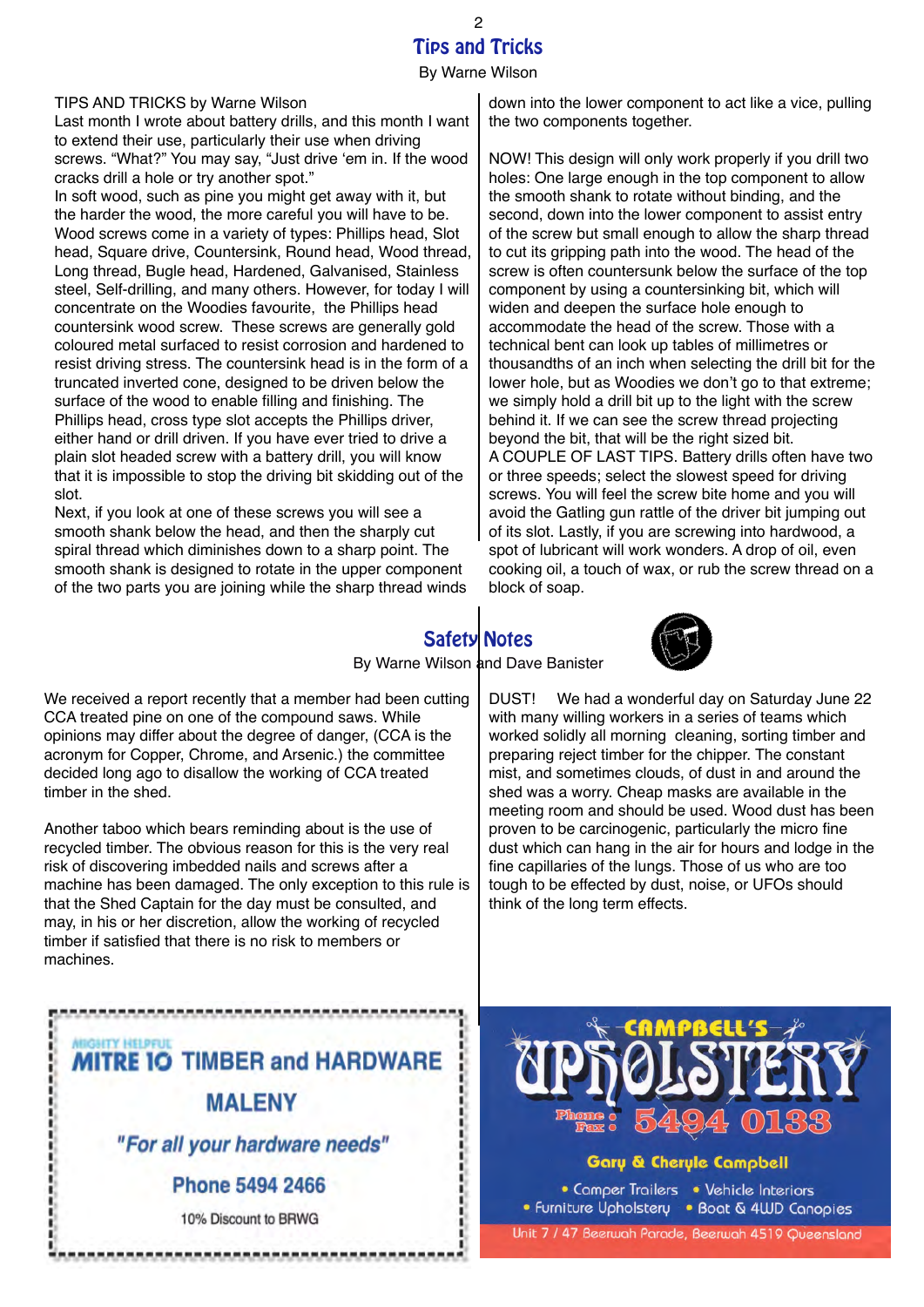# Tips and Tricks

By Warne Wilson

TIPS AND TRICKS by Warne Wilson

Last month I wrote about battery drills, and this month I want to extend their use, particularly their use when driving screws. “What?” You may say, “Just drive ‘em in. If the wood cracks drill a hole or try another spot.”

In soft wood, such as pine you might get away with it, but the harder the wood, the more careful you will have to be. Wood screws come in a variety of types: Phillips head, Slot head, Square drive, Countersink, Round head, Wood thread, Long thread, Bugle head, Hardened, Galvanised, Stainless steel, Self-drilling, and many others. However, for today I will concentrate on the Woodies favourite, the Phillips head countersink wood screw. These screws are generally gold coloured metal surfaced to resist corrosion and hardened to resist driving stress. The countersink head is in the form of a truncated inverted cone, designed to be driven below the surface of the wood to enable filling and finishing. The Phillips head, cross type slot accepts the Phillips driver, either hand or drill driven. If you have ever tried to drive a plain slot headed screw with a battery drill, you will know that it is impossible to stop the driving bit skidding out of the slot.

Next, if you look at one of these screws you will see a smooth shank below the head, and then the sharply cut spiral thread which diminishes down to a sharp point. The smooth shank is designed to rotate in the upper component of the two parts you are joining while the sharp thread winds down into the lower component to act like a vice, pulling the two components together.

NOW! This design will only work properly if you drill two holes: One large enough in the top component to allow the smooth shank to rotate without binding, and the second, down into the lower component to assist entry of the screw but small enough to allow the sharp thread to cut its gripping path into the wood. The head of the screw is often countersunk below the surface of the top component by using a countersinking bit, which will widen and deepen the surface hole enough to accommodate the head of the screw. Those with a technical bent can look up tables of millimetres or thousandths of an inch when selecting the drill bit for the lower hole, but as Woodies we don’t go to that extreme; we simply hold a drill bit up to the light with the screw behind it. If we can see the screw thread projecting beyond the bit, that will be the right sized bit.

A COUPLE OF LAST TIPS. Battery drills often have two or three speeds; select the slowest speed for driving screws. You will feel the screw bite home and you will avoid the Gatling gun rattle of the driver bit jumping out of its slot. Lastly, if you are screwing into hardwood, a spot of lubricant will work wonders. A drop of oil, even cooking oil, a touch of wax, or rub the screw thread on a block of soap.

# Safety Notes

By Warne Wilson and Dave Banister

We received a report recently that a member had been cutting CCA treated pine on one of the compound saws. While opinions may differ about the degree of danger, (CCA is the acronym for Copper, Chrome, and Arsenic.) the committee decided long ago to disallow the working of CCA treated timber in the shed.

Another taboo which bears reminding about is the use of recycled timber. The obvious reason for this is the very real risk of discovering imbedded nails and screws after a machine has been damaged. The only exception to this rule is that the Shed Captain for the day must be consulted, and may, in his or her discretion, allow the working of recycled timber if satisfied that there is no risk to members or machines.

DUST! We had a wonderful day on Saturday June 22 with many willing workers in a series of teams which worked solidly all morning cleaning, sorting timber and preparing reject timber for the chipper. The constant mist, and sometimes clouds, of dust in and around the shed was a worry. Cheap masks are available in the meeting room and should be used. Wood dust has been proven to be carcinogenic, particularly the micro fine dust which can hang in the air for hours and lodge in the fine capillaries of the lungs. Those of us who are too tough to be effected by dust, noise, or UFOs should think of the long term effects.

MIGHTY HELPFUL **MITRE 10 TIMBER and HARDWARE**

**MALENY**

*"For all your hardware needs"*

**Phone 5494 2466**

10% Discount to BRWG

**CAMPBELL'S UPHOLSTERY**

Phone : Fax : **5494 0133**

**Gary & Cheryle Campbell**

- Camper Trailers
- Vehicle Interiors
- Furniture Upholstery
- Boat & 4WD Canopies

Unit 7 / 47 Beerwah Parade, Beerwah 4519 Queensland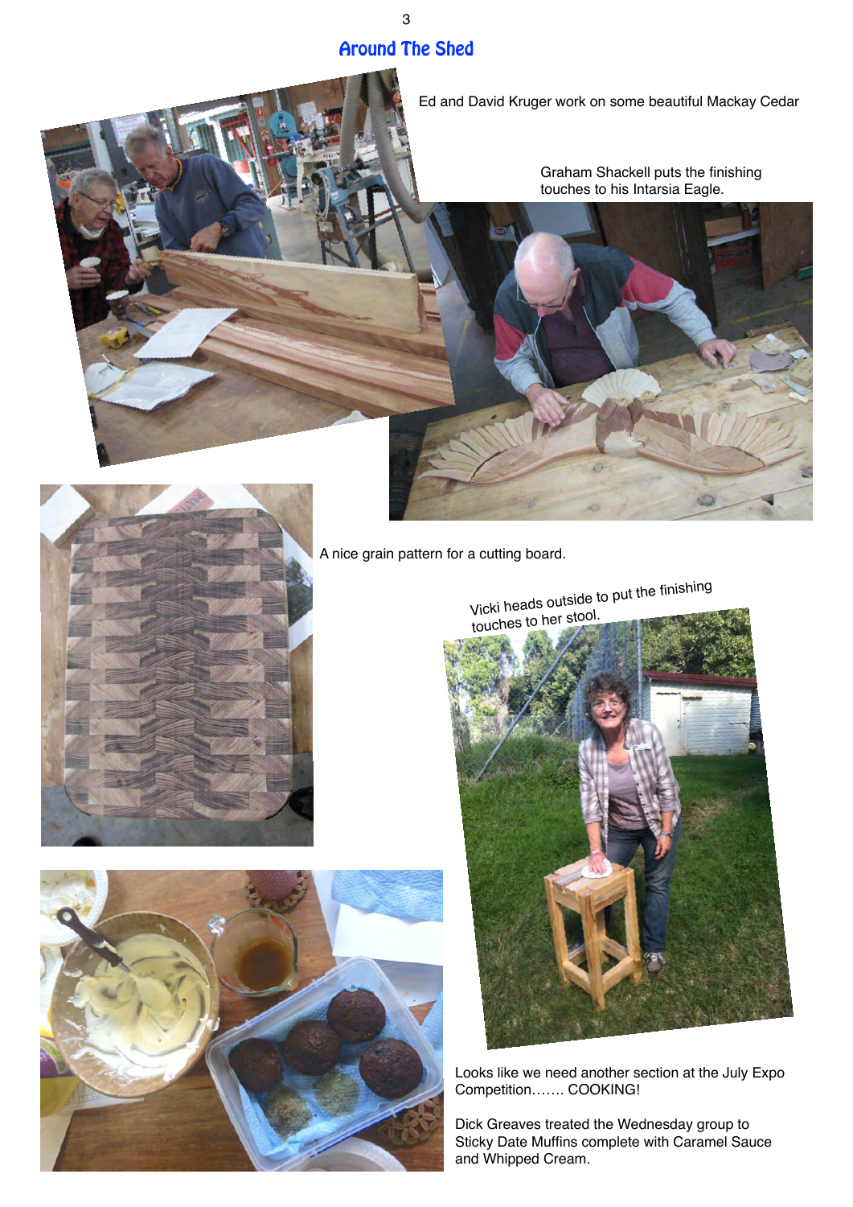## Around The Shed

Ed and David Kruger work on some beautiful Mackay Cedar

Graham Shackell puts the finishing touches to his Intarsia Eagle.

A nice grain pattern for a cutting board.

Vicki heads outside to put the finishing touches to her stool.

Looks like we need another section at the July Expo Competition……. COOKING!

Dick Greaves treated the Wednesday group to Sticky Date Muffins complete with Caramel Sauce and Whipped Cream.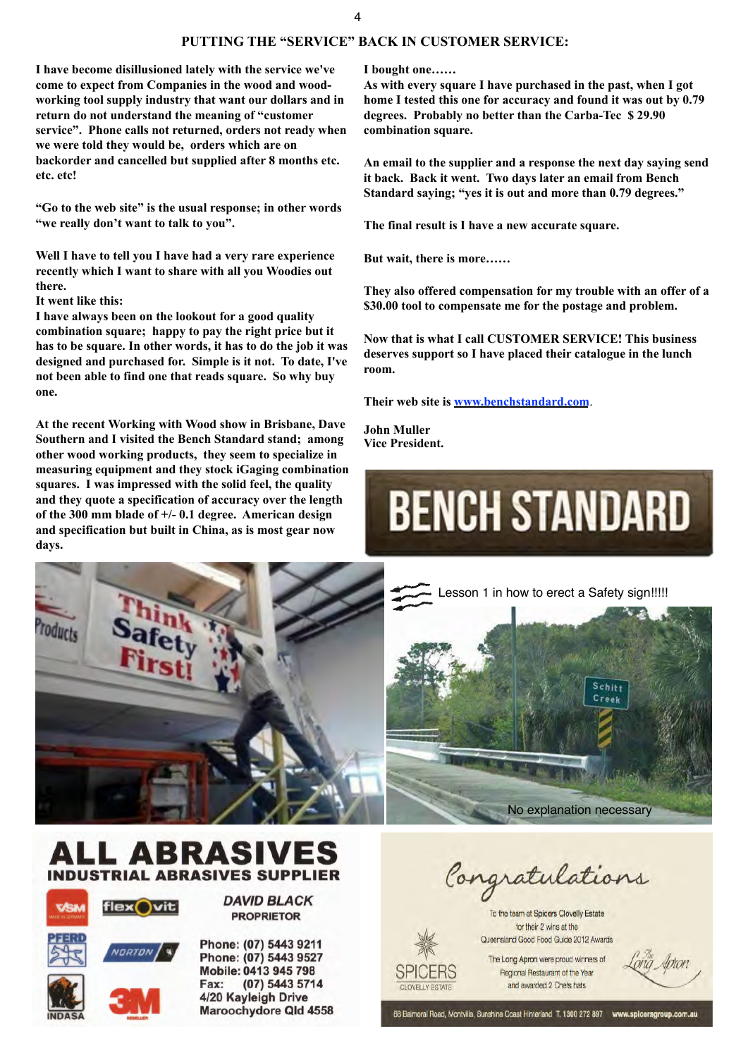## PUTTING THE "SERVICE" BACK IN CUSTOMER SERVICE:

**I have become disillusioned lately with the service we've come to expect from Companies in the wood and wood-working tool supply industry that want our dollars and in return do not understand the meaning of "customer service". Phone calls not returned, orders not ready when we were told they would be, orders which are on backorder and cancelled but supplied after 8 months etc. etc. etc!**

**"Go to the web site" is the usual response; in other words "we really don't want to talk to you".**

**Well I have to tell you I have had a very rare experience recently which I want to share with all you Woodies out there.**

**It went like this:**

**I have always been on the lookout for a good quality combination square; happy to pay the right price but it has to be square. In other words, it has to do the job it was designed and purchased for. Simple is it not. To date, I've not been able to find one that reads square. So why buy one.**

**At the recent Working with Wood show in Brisbane, Dave Southern and I visited the Bench Standard stand; among other wood working products, they seem to specialize in measuring equipment and they stock iGaging combination squares. I was impressed with the solid feel, the quality and they quote a specification of accuracy over the length of the 300 mm blade of +/- 0.1 degree. American design and specification but built in China, as is most gear now days.**

**I bought one……**

**As with every square I have purchased in the past, when I got home I tested this one for accuracy and found it was out by 0.79 degrees. Probably no better than the Carba-Tec $ 29.90 combination square.**

**An email to the supplier and a response the next day saying send it back. Back it went. Two days later an email from Bench Standard saying; "yes it is out and more than 0.79 degrees."**

**The final result is I have a new accurate square.**

**But wait, there is more……**

**They also offered compensation for my trouble with an offer of a $30.00 tool to compensate me for the postage and problem.**

**Now that is what I call CUSTOMER SERVICE! This business deserves support so I have placed their catalogue in the lunch room.**

**Their web site is [www.benchstandard.com](http://www.benchstandard.com).**

**John Muller**
**Vice President.**

BENCH STANDARD

Lesson 1 in how to erect a Safety sign!!!!!

No explanation necessary

**ALL ABRASIVES**
**INDUSTRIAL ABRASIVES SUPPLIER**

VSM | flexovit | PFERD | NORTON | INDASA | 3M

***DAVID BLACK***
**PROPRIETOR**

**Phone: (07) 5443 9211**
**Phone: (07) 5443 9527**
**Mobile: 0413 945 798**
**Fax: (07) 5443 5714**
**4/20 Kayleigh Drive**
**Maroochydore Qld 4558**

*Congratulations*

To the team at Spicers Clovelly Estate for their 2 wins at the Queensland Good Food Guide 2012 Awards

The Long Apron were proud winners of Regional Restaurant of the Year and awarded 2 Chefs hats

SPICERS CLOVELLY ESTATE

The Long Apron

68 Balmoral Road, Montville, Sunshine Coast Hinterland T. 1300 272 897 www.spicersgroup.com.au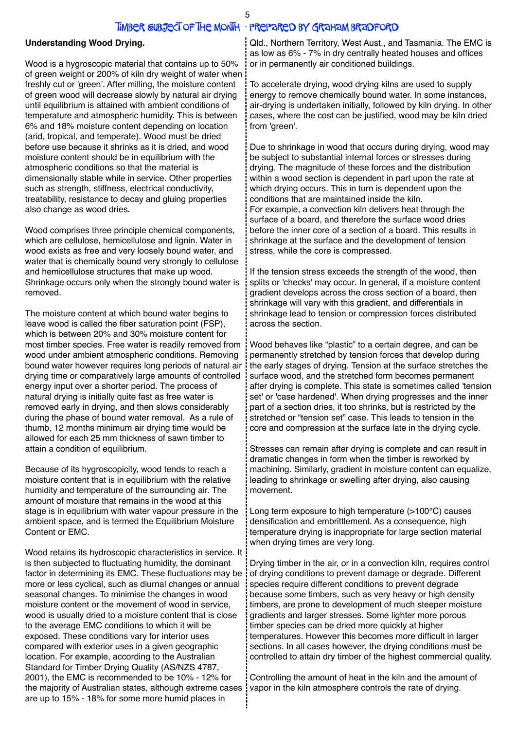## Understanding Wood Drying.

Wood is a hygroscopic material that contains up to 50% of green weight or 200% of kiln dry weight of water when freshly cut or 'green'. After milling, the moisture content of green wood will decrease slowly by natural air drying until equilibrium is attained with ambient conditions of temperature and atmospheric humidity. This is between 6% and 18% moisture content depending on location (arid, tropical, and temperate). Wood must be dried before use because it shrinks as it is dried, and wood moisture content should be in equilibrium with the atmospheric conditions so that the material is dimensionally stable while in service. Other properties such as strength, stiffness, electrical conductivity, treatability, resistance to decay and gluing properties also change as wood dries.

Wood comprises three principle chemical components, which are cellulose, hemicellulose and lignin. Water in wood exists as free and very loosely bound water, and water that is chemically bound very strongly to cellulose and hemicellulose structures that make up wood. Shrinkage occurs only when the strongly bound water is removed.

The moisture content at which bound water begins to leave wood is called the fiber saturation point (FSP), which is between 20% and 30% moisture content for most timber species. Free water is readily removed from wood under ambient atmospheric conditions. Removing bound water however requires long periods of natural air drying time or comparatively large amounts of controlled energy input over a shorter period. The process of natural drying is initially quite fast as free water is removed early in drying, and then slows considerably during the phase of bound water removal. As a rule of thumb, 12 months minimum air drying time would be allowed for each 25 mm thickness of sawn timber to attain a condition of equilibrium.

Because of its hygroscopicity, wood tends to reach a moisture content that is in equilibrium with the relative humidity and temperature of the surrounding air. The amount of moisture that remains in the wood at this stage is in equilibrium with water vapour pressure in the ambient space, and is termed the Equilibrium Moisture Content or EMC.

Wood retains its hydroscopic characteristics in service. It is then subjected to fluctuating humidity, the dominant factor in determining its EMC. These fluctuations may be more or less cyclical, such as diurnal changes or annual seasonal changes. To minimise the changes in wood moisture content or the movement of wood in service, wood is usually dried to a moisture content that is close to the average EMC conditions to which it will be exposed. These conditions vary for interior uses compared with exterior uses in a given geographic location. For example, according to the Australian Standard for Timber Drying Quality (AS/NZS 4787, 2001), the EMC is recommended to be 10% - 12% for the majority of Australian states, although extreme cases are up to 15% - 18% for some more humid places in Qld., Northern Territory, West Aust., and Tasmania. The EMC is as low as 6% - 7% in dry centrally heated houses and offices or in permanently air conditioned buildings.

To accelerate drying, wood drying kilns are used to supply energy to remove chemically bound water. In some instances, air-drying is undertaken initially, followed by kiln drying. In other cases, where the cost can be justified, wood may be kiln dried from 'green'.

Due to shrinkage in wood that occurs during drying, wood may be subject to substantial internal forces or stresses during drying. The magnitude of these forces and the distribution within a wood section is dependent in part upon the rate at which drying occurs. This in turn is dependent upon the conditions that are maintained inside the kiln.
For example, a convection kiln delivers heat through the surface of a board, and therefore the surface wood dries before the inner core of a section of a board. This results in shrinkage at the surface and the development of tension stress, while the core is compressed.

If the tension stress exceeds the strength of the wood, then splits or 'checks' may occur. In general, if a moisture content gradient develops across the cross section of a board, then shrinkage will vary with this gradient, and differentials in shrinkage lead to tension or compression forces distributed across the section.

Wood behaves like "plastic" to a certain degree, and can be permanently stretched by tension forces that develop during the early stages of drying. Tension at the surface stretches the surface wood, and the stretched form becomes permanent after drying is complete. This state is sometimes called 'tension set' or 'case hardened'. When drying progresses and the inner part of a section dries, it too shrinks, but is restricted by the stretched or "tension set" case. This leads to tension in the core and compression at the surface late in the drying cycle.

Stresses can remain after drying is complete and can result in dramatic changes in form when the timber is reworked by machining. Similarly, gradient in moisture content can equalize, leading to shrinkage or swelling after drying, also causing movement.

Long term exposure to high temperature (>100°C) causes densification and embrittlement. As a consequence, high temperature drying is inappropriate for large section material when drying times are very long.

Drying timber in the air, or in a convection kiln, requires control of drying conditions to prevent damage or degrade. Different species require different conditions to prevent degrade because some timbers, such as very heavy or high density timbers, are prone to development of much steeper moisture gradients and larger stresses. Some lighter more porous timber species can be dried more quickly at higher temperatures. However this becomes more difficult in larger sections. In all cases however, the drying conditions must be controlled to attain dry timber of the highest commercial quality.

Controlling the amount of heat in the kiln and the amount of vapor in the kiln atmosphere controls the rate of drying.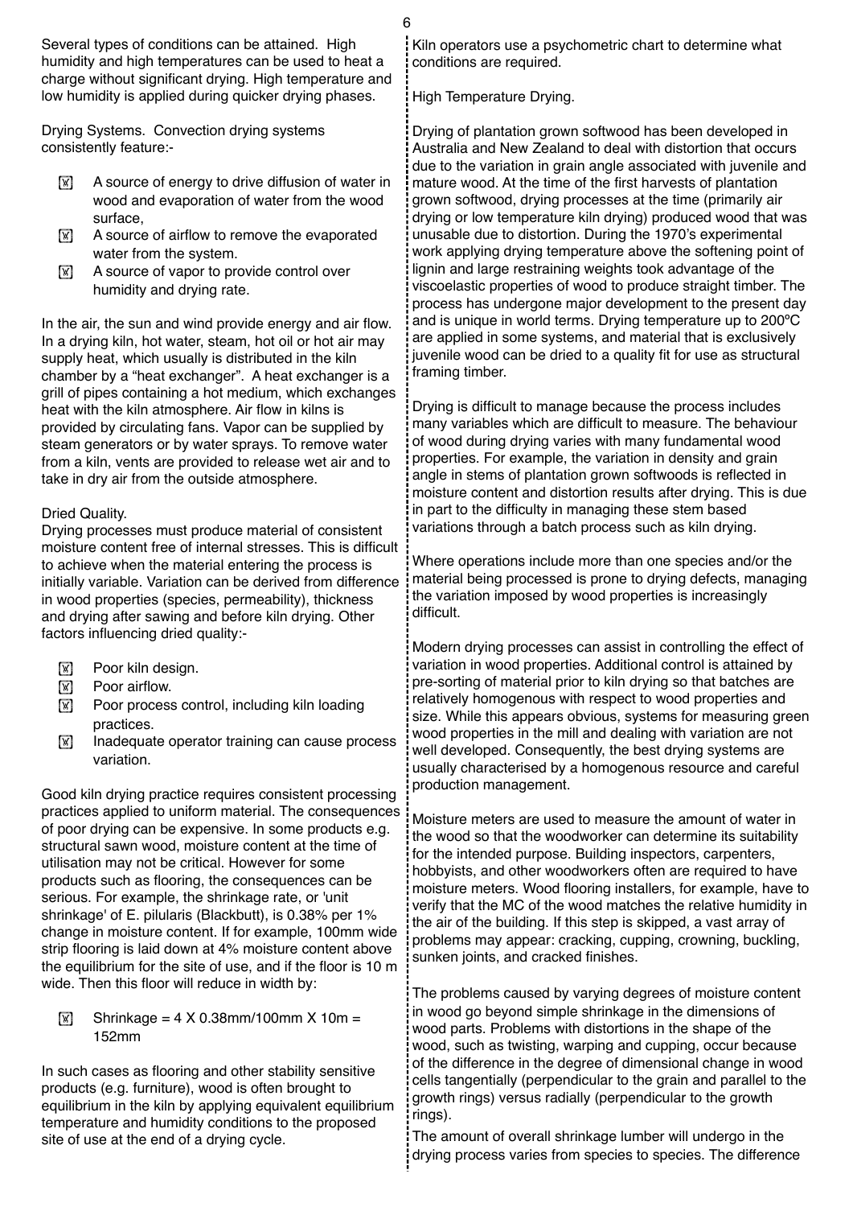Several types of conditions can be attained. High humidity and high temperatures can be used to heat a charge without significant drying. High temperature and low humidity is applied during quicker drying phases.

Drying Systems. Convection drying systems consistently feature:-

- A source of energy to drive diffusion of water in wood and evaporation of water from the wood surface,
- A source of airflow to remove the evaporated water from the system.
- A source of vapor to provide control over humidity and drying rate.

In the air, the sun and wind provide energy and air flow. In a drying kiln, hot water, steam, hot oil or hot air may supply heat, which usually is distributed in the kiln chamber by a "heat exchanger". A heat exchanger is a grill of pipes containing a hot medium, which exchanges heat with the kiln atmosphere. Air flow in kilns is provided by circulating fans. Vapor can be supplied by steam generators or by water sprays. To remove water from a kiln, vents are provided to release wet air and to take in dry air from the outside atmosphere.

Dried Quality.

Drying processes must produce material of consistent moisture content free of internal stresses. This is difficult to achieve when the material entering the process is initially variable. Variation can be derived from difference in wood properties (species, permeability), thickness and drying after sawing and before kiln drying. Other factors influencing dried quality:-

- Poor kiln design.
- Poor airflow.
- Poor process control, including kiln loading practices.
- Inadequate operator training can cause process variation.

Good kiln drying practice requires consistent processing practices applied to uniform material. The consequences of poor drying can be expensive. In some products e.g. structural sawn wood, moisture content at the time of utilisation may not be critical. However for some products such as flooring, the consequences can be serious. For example, the shrinkage rate, or 'unit shrinkage' of E. pilularis (Blackbutt), is 0.38% per 1% change in moisture content. If for example, 100mm wide strip flooring is laid down at 4% moisture content above the equilibrium for the site of use, and if the floor is 10 m wide. Then this floor will reduce in width by:

- Shrinkage = 4 X 0.38mm/100mm X 10m = 152mm

In such cases as flooring and other stability sensitive products (e.g. furniture), wood is often brought to equilibrium in the kiln by applying equivalent equilibrium temperature and humidity conditions to the proposed site of use at the end of a drying cycle.

Kiln operators use a psychometric chart to determine what conditions are required.

High Temperature Drying.

Drying of plantation grown softwood has been developed in Australia and New Zealand to deal with distortion that occurs due to the variation in grain angle associated with juvenile and mature wood. At the time of the first harvests of plantation grown softwood, drying processes at the time (primarily air drying or low temperature kiln drying) produced wood that was unusable due to distortion. During the 1970's experimental work applying drying temperature above the softening point of lignin and large restraining weights took advantage of the viscoelastic properties of wood to produce straight timber. The process has undergone major development to the present day and is unique in world terms. Drying temperature up to 200ºC are applied in some systems, and material that is exclusively juvenile wood can be dried to a quality fit for use as structural framing timber.

Drying is difficult to manage because the process includes many variables which are difficult to measure. The behaviour of wood during drying varies with many fundamental wood properties. For example, the variation in density and grain angle in stems of plantation grown softwoods is reflected in moisture content and distortion results after drying. This is due in part to the difficulty in managing these stem based variations through a batch process such as kiln drying.

Where operations include more than one species and/or the material being processed is prone to drying defects, managing the variation imposed by wood properties is increasingly difficult.

Modern drying processes can assist in controlling the effect of variation in wood properties. Additional control is attained by pre-sorting of material prior to kiln drying so that batches are relatively homogenous with respect to wood properties and size. While this appears obvious, systems for measuring green wood properties in the mill and dealing with variation are not well developed. Consequently, the best drying systems are usually characterised by a homogenous resource and careful production management.

Moisture meters are used to measure the amount of water in the wood so that the woodworker can determine its suitability for the intended purpose. Building inspectors, carpenters, hobbyists, and other woodworkers often are required to have moisture meters. Wood flooring installers, for example, have to verify that the MC of the wood matches the relative humidity in the air of the building. If this step is skipped, a vast array of problems may appear: cracking, cupping, crowning, buckling, sunken joints, and cracked finishes.

The problems caused by varying degrees of moisture content in wood go beyond simple shrinkage in the dimensions of wood parts. Problems with distortions in the shape of the wood, such as twisting, warping and cupping, occur because of the difference in the degree of dimensional change in wood cells tangentially (perpendicular to the grain and parallel to the growth rings) versus radially (perpendicular to the growth rings).

The amount of overall shrinkage lumber will undergo in the drying process varies from species to species. The difference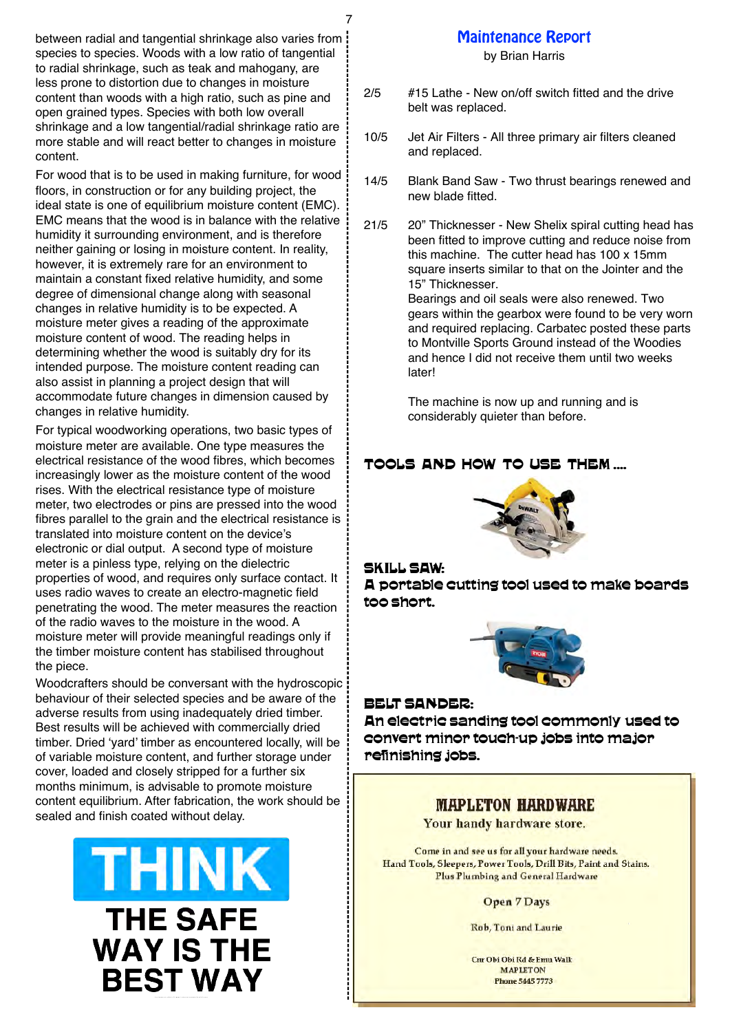between radial and tangential shrinkage also varies from species to species. Woods with a low ratio of tangential to radial shrinkage, such as teak and mahogany, are less prone to distortion due to changes in moisture content than woods with a high ratio, such as pine and open grained types. Species with both low overall shrinkage and a low tangential/radial shrinkage ratio are more stable and will react better to changes in moisture content.

For wood that is to be used in making furniture, for wood floors, in construction or for any building project, the ideal state is one of equilibrium moisture content (EMC). EMC means that the wood is in balance with the relative humidity it surrounding environment, and is therefore neither gaining or losing in moisture content. In reality, however, it is extremely rare for an environment to maintain a constant fixed relative humidity, and some degree of dimensional change along with seasonal changes in relative humidity is to be expected. A moisture meter gives a reading of the approximate moisture content of wood. The reading helps in determining whether the wood is suitably dry for its intended purpose. The moisture content reading can also assist in planning a project design that will accommodate future changes in dimension caused by changes in relative humidity.

For typical woodworking operations, two basic types of moisture meter are available. One type measures the electrical resistance of the wood fibres, which becomes increasingly lower as the moisture content of the wood rises. With the electrical resistance type of moisture meter, two electrodes or pins are pressed into the wood fibres parallel to the grain and the electrical resistance is translated into moisture content on the device's electronic or dial output. A second type of moisture meter is a pinless type, relying on the dielectric properties of wood, and requires only surface contact. It uses radio waves to create an electro-magnetic field penetrating the wood. The meter measures the reaction of the radio waves to the moisture in the wood. A moisture meter will provide meaningful readings only if the timber moisture content has stabilised throughout the piece.

Woodcrafters should be conversant with the hydroscopic behaviour of their selected species and be aware of the adverse results from using inadequately dried timber. Best results will be achieved with commercially dried timber. Dried 'yard' timber as encountered locally, will be of variable moisture content, and further storage under cover, loaded and closely stripped for a further six months minimum, is advisable to promote moisture content equilibrium. After fabrication, the work should be sealed and finish coated without delay.

**THINK**
**THE SAFE WAY IS THE BEST WAY**

## Maintenance Report

by Brian Harris

2/5 — #15 Lathe - New on/off switch fitted and the drive belt was replaced.

10/5 — Jet Air Filters - All three primary air filters cleaned and replaced.

14/5 — Blank Band Saw - Two thrust bearings renewed and new blade fitted.

21/5 — 20" Thicknesser - New Shelix spiral cutting head has been fitted to improve cutting and reduce noise from this machine. The cutter head has 100 x 15mm square inserts similar to that on the Jointer and the 15" Thicknesser.
Bearings and oil seals were also renewed. Two gears within the gearbox were found to be very worn and required replacing. Carbatec posted these parts to Montville Sports Ground instead of the Woodies and hence I did not receive them until two weeks later!

The machine is now up and running and is considerably quieter than before.

## TOOLS AND HOW TO USE THEM ....

**SKILL SAW:**
**A portable cutting tool used to make boards too short.**

**BELT SANDER:**
**An electric sanding tool commonly used to convert minor touch-up jobs into major refinishing jobs.**

**MAPLETON HARDWARE**
Your handy hardware store.

Come in and see us for all your hardware needs.
Hand Tools, Sleepers, Power Tools, Drill Bits, Paint and Stains.
Plus Plumbing and General Hardware

Open 7 Days

Rob, Toni and Laurie

Cnr Obi Obi Rd & Emu Walk
MAPLETON
Phone 5445 7773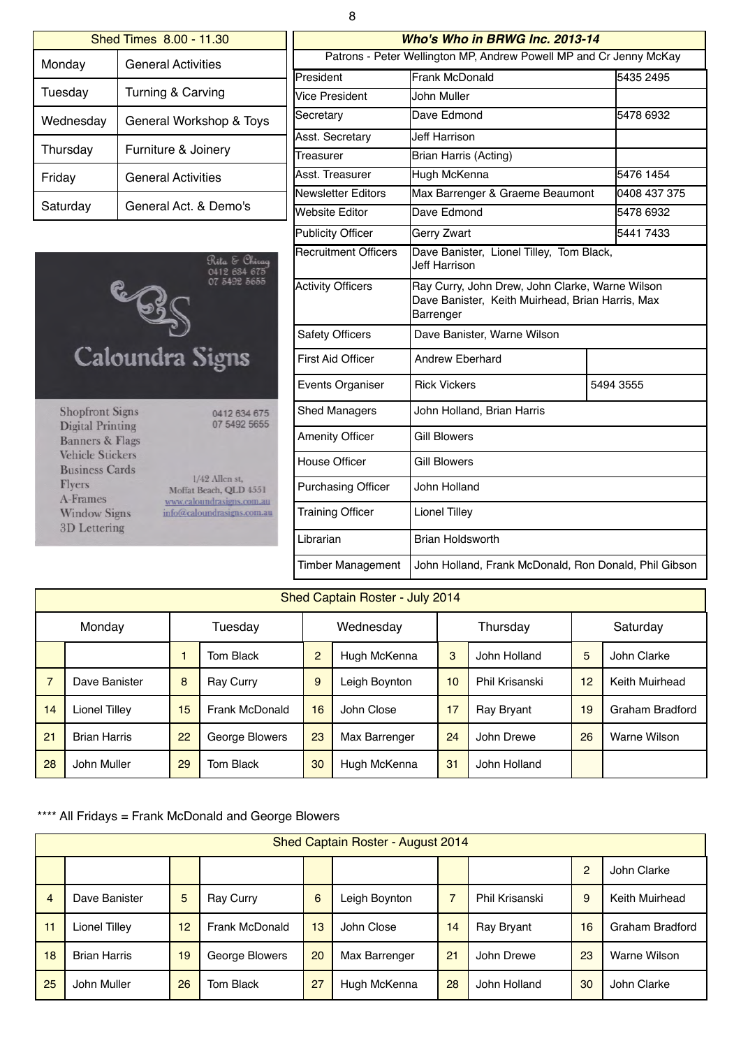| Shed Times 8.00 - 11.30 | |
|---|---|
| Monday | General Activities |
| Tuesday | Turning & Carving |
| Wednesday | General Workshop & Toys |
| Thursday | Furniture & Joinery |
| Friday | General Activities |
| Saturday | General Act. & Demo's |

Rita & Chirag
0412 634 675
07 5492 5655

Caloundra Signs

Shopfront Signs
Digital Printing
Banners & Flags
Vehicle Stickers
Business Cards
Flyers
A-Frames
Window Signs
3D Lettering

0412 634 675
07 5492 5655

1/42 Allen st,
Moffat Beach, QLD 4551
www.caloundrasigns.com.au
info@caloundrasigns.com.au

| ***Who's Who in BRWG Inc. 2013-14*** | | |
|---|---|---|
| Patrons - Peter Wellington MP, Andrew Powell MP and Cr Jenny McKay | | |
| President | Frank McDonald | 5435 2495 |
| Vice President | John Muller | |
| Secretary | Dave Edmond | 5478 6932 |
| Asst. Secretary | Jeff Harrison | |
| Treasurer | Brian Harris (Acting) | |
| Asst. Treasurer | Hugh McKenna | 5476 1454 |
| Newsletter Editors | Max Barrenger & Graeme Beaumont | 0408 437 375 |
| Website Editor | Dave Edmond | 5478 6932 |
| Publicity Officer | Gerry Zwart | 5441 7433 |
| Recruitment Officers | Dave Banister, Lionel Tilley, Tom Black, Jeff Harrison | |
| Activity Officers | Ray Curry, John Drew, John Clarke, Warne Wilson Dave Banister, Keith Muirhead, Brian Harris, Max Barrenger | |
| Safety Officers | Dave Banister, Warne Wilson | |
| First Aid Officer | Andrew Eberhard | |
| Events Organiser | Rick Vickers | 5494 3555 |
| Shed Managers | John Holland, Brian Harris | |
| Amenity Officer | Gill Blowers | |
| House Officer | Gill Blowers | |
| Purchasing Officer | John Holland | |
| Training Officer | Lionel Tilley | |
| Librarian | Brian Holdsworth | |
| Timber Management | John Holland, Frank McDonald, Ron Donald, Phil Gibson | |

| Shed Captain Roster - July 2014 | | | | | | | | | |
|---|---|---|---|---|---|---|---|---|---|
| Monday | | Tuesday | | Wednesday | | Thursday | | Saturday | |
| | | 1 | Tom Black | 2 | Hugh McKenna | 3 | John Holland | 5 | John Clarke |
| 7 | Dave Banister | 8 | Ray Curry | 9 | Leigh Boynton | 10 | Phil Krisanski | 12 | Keith Muirhead |
| 14 | Lionel Tilley | 15 | Frank McDonald | 16 | John Close | 17 | Ray Bryant | 19 | Graham Bradford |
| 21 | Brian Harris | 22 | George Blowers | 23 | Max Barrenger | 24 | John Drewe | 26 | Warne Wilson |
| 28 | John Muller | 29 | Tom Black | 30 | Hugh McKenna | 31 | John Holland | | |

**** All Fridays = Frank McDonald and George Blowers

| Shed Captain Roster - August 2014 | | | | | | | | | |
|---|---|---|---|---|---|---|---|---|---|
| | | | | | | | | 2 | John Clarke |
| 4 | Dave Banister | 5 | Ray Curry | 6 | Leigh Boynton | 7 | Phil Krisanski | 9 | Keith Muirhead |
| 11 | Lionel Tilley | 12 | Frank McDonald | 13 | John Close | 14 | Ray Bryant | 16 | Graham Bradford |
| 18 | Brian Harris | 19 | George Blowers | 20 | Max Barrenger | 21 | John Drewe | 23 | Warne Wilson |
| 25 | John Muller | 26 | Tom Black | 27 | Hugh McKenna | 28 | John Holland | 30 | John Clarke |